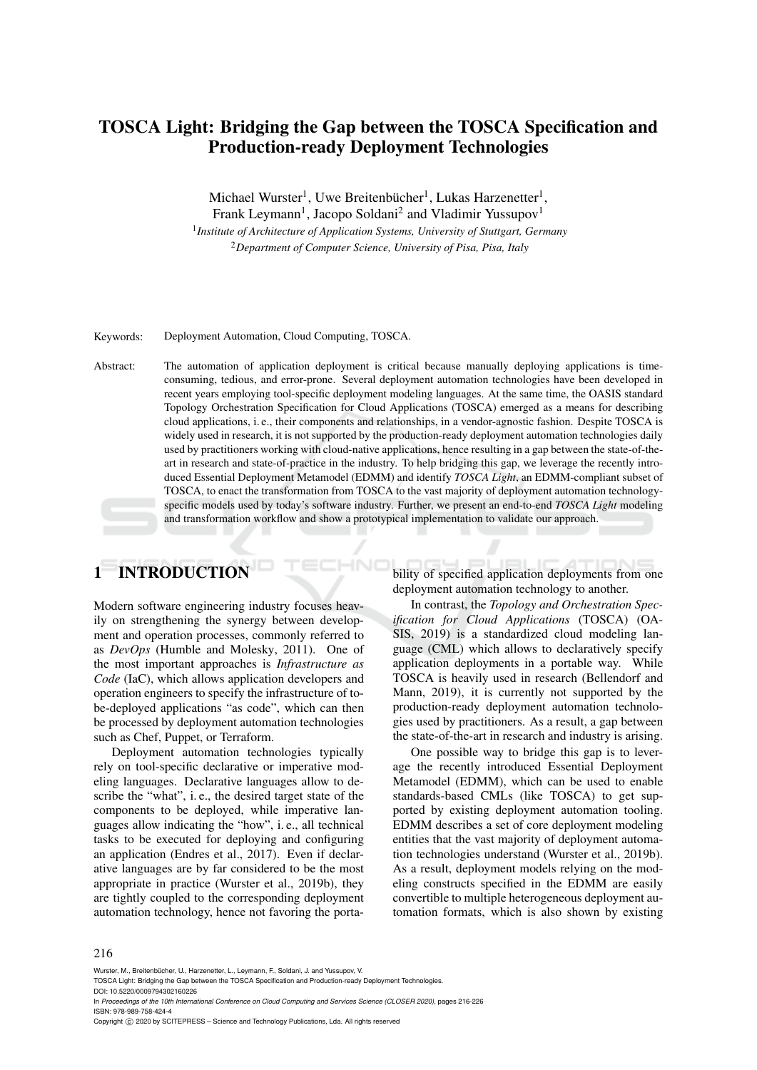# TOSCA Light: Bridging the Gap between the TOSCA Specification and Production-ready Deployment Technologies

Michael Wurster[1], Uwe Breitenbücher[1], Lukas Harzenetter[1], Frank Leymann[1], Jacopo Soldani[2] and Vladimir Yussupov[1]

[1] *Institute of Architecture of Application Systems, University of Stuttgart, Germany*

[2] *Department of Computer Science, University of Pisa, Pisa, Italy*

Keywords: Deployment Automation, Cloud Computing, TOSCA.

Abstract: The automation of application deployment is critical because manually deploying applications is time-consuming, tedious, and error-prone. Several deployment automation technologies have been developed in recent years employing tool-specific deployment modeling languages. At the same time, the OASIS standard Topology Orchestration Specification for Cloud Applications (TOSCA) emerged as a means for describing cloud applications, i. e., their components and relationships, in a vendor-agnostic fashion. Despite TOSCA is widely used in research, it is not supported by the production-ready deployment automation technologies daily used by practitioners working with cloud-native applications, hence resulting in a gap between the state-of-the-art in research and state-of-practice in the industry. To help bridging this gap, we leverage the recently introduced Essential Deployment Metamodel (EDMM) and identify *TOSCA Light*, an EDMM-compliant subset of TOSCA, to enact the transformation from TOSCA to the vast majority of deployment automation technology-specific models used by today's software industry. Further, we present an end-to-end *TOSCA Light* modeling and transformation workflow and show a prototypical implementation to validate our approach.

## 1 INTRODUCTION

Modern software engineering industry focuses heavily on strengthening the synergy between development and operation processes, commonly referred to as *DevOps* (Humble and Molesky, 2011). One of the most important approaches is *Infrastructure as Code* (IaC), which allows application developers and operation engineers to specify the infrastructure of to-be-deployed applications "as code", which can then be processed by deployment automation technologies such as Chef, Puppet, or Terraform.

Deployment automation technologies typically rely on tool-specific declarative or imperative modeling languages. Declarative languages allow to describe the "what", i. e., the desired target state of the components to be deployed, while imperative languages allow indicating the "how", i. e., all technical tasks to be executed for deploying and configuring an application (Endres et al., 2017). Even if declarative languages are by far considered to be the most appropriate in practice (Wurster et al., 2019b), they are tightly coupled to the corresponding deployment automation technology, hence not favoring the portability of specified application deployments from one deployment automation technology to another.

In contrast, the *Topology and Orchestration Specification for Cloud Applications* (TOSCA) (OASIS, 2019) is a standardized cloud modeling language (CML) which allows to declaratively specify application deployments in a portable way. While TOSCA is heavily used in research (Bellendorf and Mann, 2019), it is currently not supported by the production-ready deployment automation technologies used by practitioners. As a result, a gap between the state-of-the-art in research and industry is arising.

One possible way to bridge this gap is to leverage the recently introduced Essential Deployment Metamodel (EDMM), which can be used to enable standards-based CMLs (like TOSCA) to get supported by existing deployment automation tooling. EDMM describes a set of core deployment modeling entities that the vast majority of deployment automation technologies understand (Wurster et al., 2019b). As a result, deployment models relying on the modeling constructs specified in the EDMM are easily convertible to multiple heterogeneous deployment automation formats, which is also shown by existing

Wurster, M., Breitenbücher, U., Harzenetter, L., Leymann, F., Soldani, J. and Yussupov, V.
TOSCA Light: Bridging the Gap between the TOSCA Specification and Production-ready Deployment Technologies.
DOI: 10.5220/0009794302160226
In *Proceedings of the 10th International Conference on Cloud Computing and Services Science (CLOSER 2020)*, pages 216-226
ISBN: 978-989-758-424-4
Copyright © 2020 by SCITEPRESS – Science and Technology Publications, Lda. All rights reserved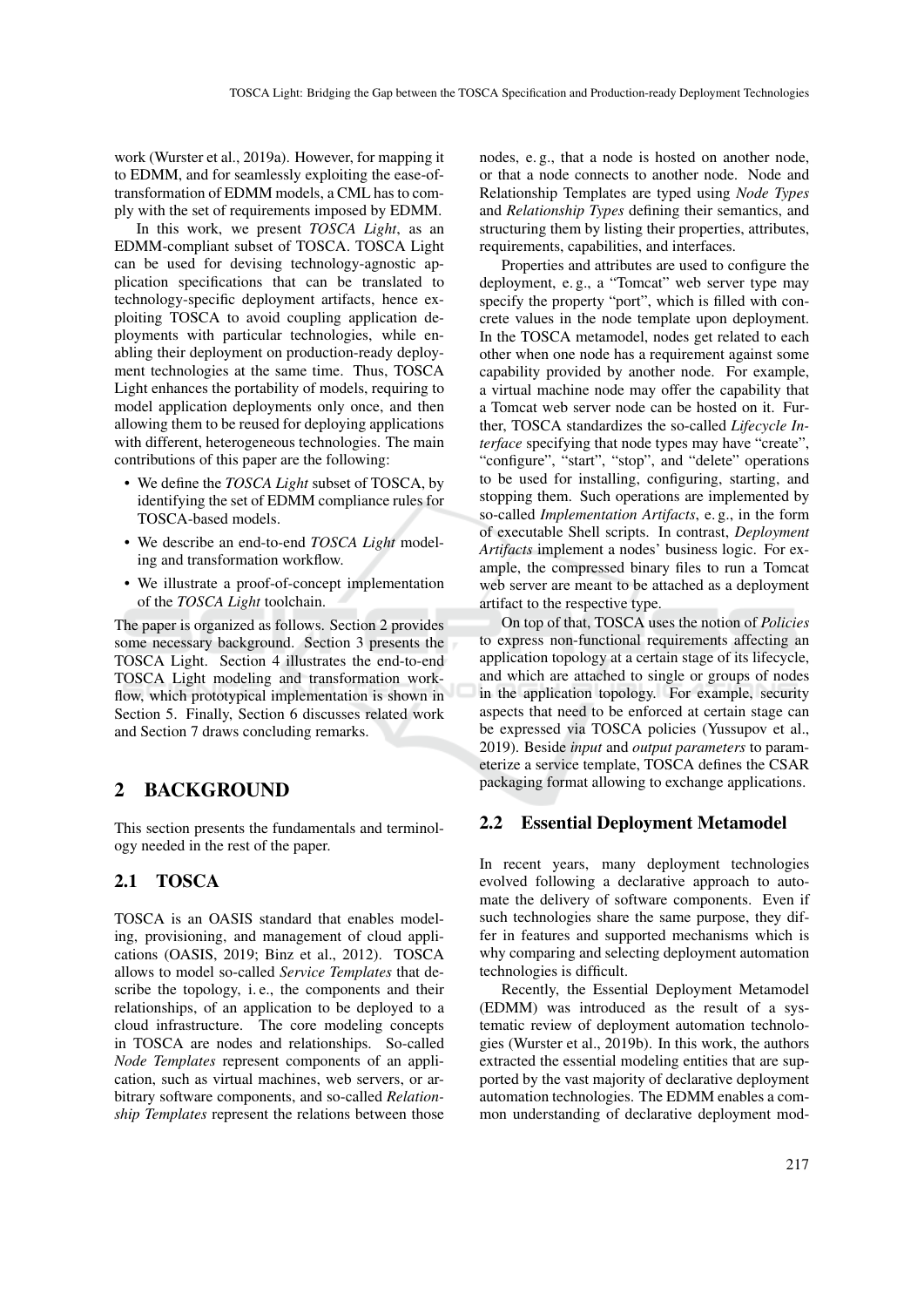work (Wurster et al., 2019a). However, for mapping it to EDMM, and for seamlessly exploiting the ease-of-transformation of EDMM models, a CML has to comply with the set of requirements imposed by EDMM.

In this work, we present *TOSCA Light*, as an EDMM-compliant subset of TOSCA. TOSCA Light can be used for devising technology-agnostic application specifications that can be translated to technology-specific deployment artifacts, hence exploiting TOSCA to avoid coupling application deployments with particular technologies, while enabling their deployment on production-ready deployment technologies at the same time. Thus, TOSCA Light enhances the portability of models, requiring to model application deployments only once, and then allowing them to be reused for deploying applications with different, heterogeneous technologies. The main contributions of this paper are the following:

- We define the *TOSCA Light* subset of TOSCA, by identifying the set of EDMM compliance rules for TOSCA-based models.
- We describe an end-to-end *TOSCA Light* modeling and transformation workflow.
- We illustrate a proof-of-concept implementation of the *TOSCA Light* toolchain.

The paper is organized as follows. Section 2 provides some necessary background. Section 3 presents the TOSCA Light. Section 4 illustrates the end-to-end TOSCA Light modeling and transformation workflow, which prototypical implementation is shown in Section 5. Finally, Section 6 discusses related work and Section 7 draws concluding remarks.

## 2 BACKGROUND

This section presents the fundamentals and terminology needed in the rest of the paper.

### 2.1 TOSCA

TOSCA is an OASIS standard that enables modeling, provisioning, and management of cloud applications (OASIS, 2019; Binz et al., 2012). TOSCA allows to model so-called *Service Templates* that describe the topology, i. e., the components and their relationships, of an application to be deployed to a cloud infrastructure. The core modeling concepts in TOSCA are nodes and relationships. So-called *Node Templates* represent components of an application, such as virtual machines, web servers, or arbitrary software components, and so-called *Relationship Templates* represent the relations between those nodes, e. g., that a node is hosted on another node, or that a node connects to another node. Node and Relationship Templates are typed using *Node Types* and *Relationship Types* defining their semantics, and structuring them by listing their properties, attributes, requirements, capabilities, and interfaces.

Properties and attributes are used to configure the deployment, e. g., a "Tomcat" web server type may specify the property "port", which is filled with concrete values in the node template upon deployment. In the TOSCA metamodel, nodes get related to each other when one node has a requirement against some capability provided by another node. For example, a virtual machine node may offer the capability that a Tomcat web server node can be hosted on it. Further, TOSCA standardizes the so-called *Lifecycle Interface* specifying that node types may have "create", "configure", "start", "stop", and "delete" operations to be used for installing, configuring, starting, and stopping them. Such operations are implemented by so-called *Implementation Artifacts*, e. g., in the form of executable Shell scripts. In contrast, *Deployment Artifacts* implement a nodes' business logic. For example, the compressed binary files to run a Tomcat web server are meant to be attached as a deployment artifact to the respective type.

On top of that, TOSCA uses the notion of *Policies* to express non-functional requirements affecting an application topology at a certain stage of its lifecycle, and which are attached to single or groups of nodes in the application topology. For example, security aspects that need to be enforced at certain stage can be expressed via TOSCA policies (Yussupov et al., 2019). Beside *input* and *output parameters* to parameterize a service template, TOSCA defines the CSAR packaging format allowing to exchange applications.

### 2.2 Essential Deployment Metamodel

In recent years, many deployment technologies evolved following a declarative approach to automate the delivery of software components. Even if such technologies share the same purpose, they differ in features and supported mechanisms which is why comparing and selecting deployment automation technologies is difficult.

Recently, the Essential Deployment Metamodel (EDMM) was introduced as the result of a systematic review of deployment automation technologies (Wurster et al., 2019b). In this work, the authors extracted the essential modeling entities that are supported by the vast majority of declarative deployment automation technologies. The EDMM enables a common understanding of declarative deployment mod-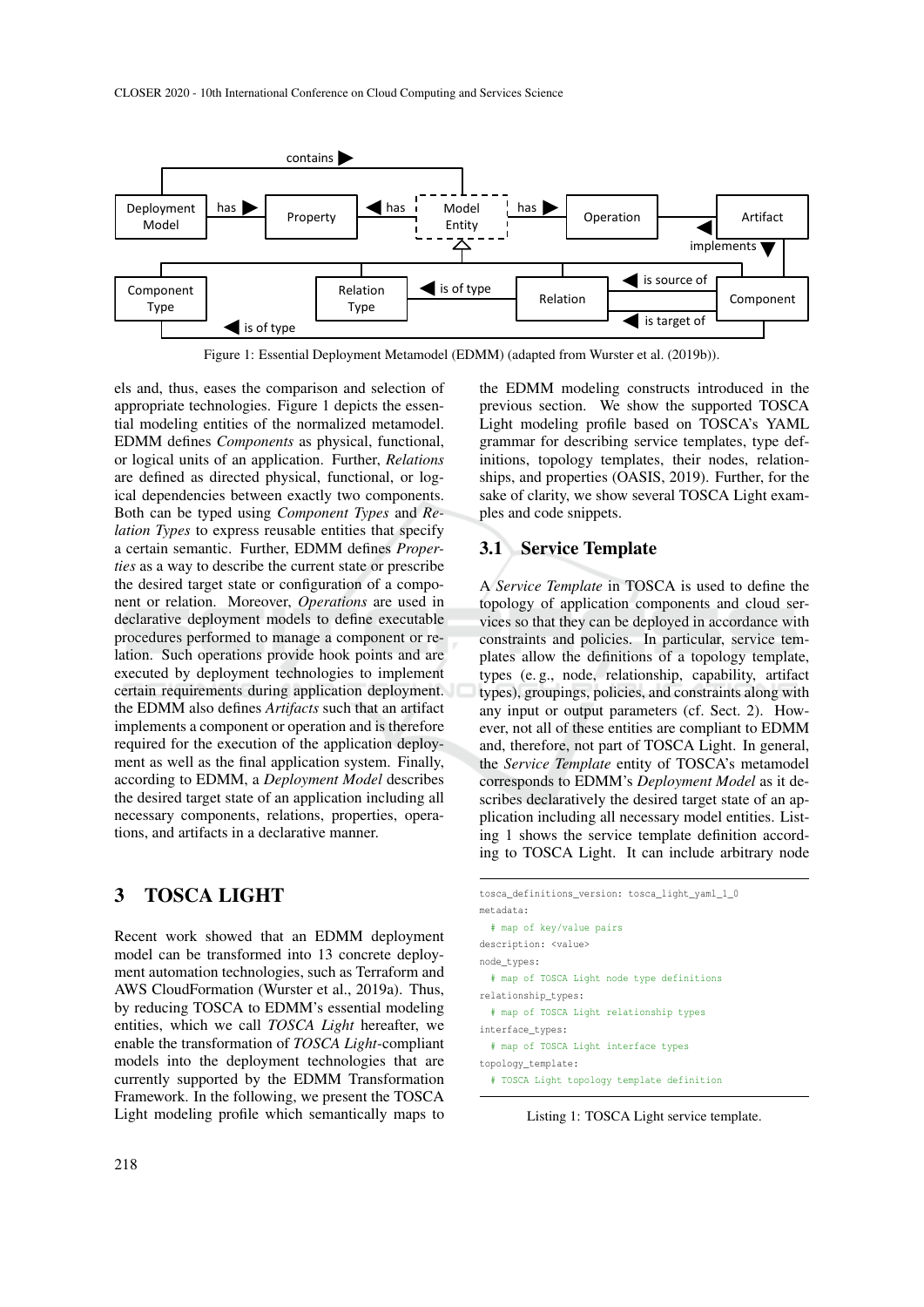Figure 1: Essential Deployment Metamodel (EDMM) (adapted from Wurster et al. (2019b)).

els and, thus, eases the comparison and selection of appropriate technologies. Figure 1 depicts the essential modeling entities of the normalized metamodel. EDMM defines *Components* as physical, functional, or logical units of an application. Further, *Relations* are defined as directed physical, functional, or logical dependencies between exactly two components. Both can be typed using *Component Types* and *Relation Types* to express reusable entities that specify a certain semantic. Further, EDMM defines *Properties* as a way to describe the current state or prescribe the desired target state or configuration of a component or relation. Moreover, *Operations* are used in declarative deployment models to define executable procedures performed to manage a component or relation. Such operations provide hook points and are executed by deployment technologies to implement certain requirements during application deployment. the EDMM also defines *Artifacts* such that an artifact implements a component or operation and is therefore required for the execution of the application deployment as well as the application system. Finally, according to EDMM, a *Deployment Model* describes the desired target state of an application including all necessary components, relations, properties, operations, and artifacts in a declarative manner.

# 3 TOSCA LIGHT

Recent work showed that an EDMM deployment model can be transformed into 13 concrete deployment automation technologies, such as Terraform and AWS CloudFormation (Wurster et al., 2019a). Thus, by reducing TOSCA to EDMM's essential modeling entities, which we call *TOSCA Light* hereafter, we enable the transformation of *TOSCA Light*-compliant models into the deployment technologies that are currently supported by the EDMM Transformation Framework. In the following, we present the TOSCA Light modeling profile which semantically maps to the EDMM modeling constructs introduced in the previous section. We show the supported TOSCA Light modeling profile based on TOSCA's YAML grammar for describing service templates, type definitions, topology templates, their nodes, relationships, and properties (OASIS, 2019). Further, for the sake of clarity, we show several TOSCA Light examples and code snippets.

## 3.1 Service Template

A *Service Template* in TOSCA is used to define the topology of application components and cloud services so that they can be deployed in accordance with constraints and policies. In particular, service templates allow the definitions of a topology template, types (e. g., node, relationship, capability, artifact types), groupings, policies, and constraints along with any input or output parameters (cf. Sect. 2). However, not all of these entities are compliant to EDMM and, therefore, not part of TOSCA Light. In general, the *Service Template* entity of TOSCA's metamodel corresponds to EDMM's *Deployment Model* as it describes declaratively the desired target state of an application including all necessary model entities. Listing 1 shows the service template definition according to TOSCA Light. It can include arbitrary node

```
tosca_definitions_version: tosca_light_yaml_1_0
metadata:
  # map of key/value pairs
description: <value>
node_types:
  # map of TOSCA Light node type definitions
relationship_types:
  # map of TOSCA Light relationship types
interface_types:
  # map of TOSCA Light interface types
topology_template:
  # TOSCA Light topology template definition
```

Listing 1: TOSCA Light service template.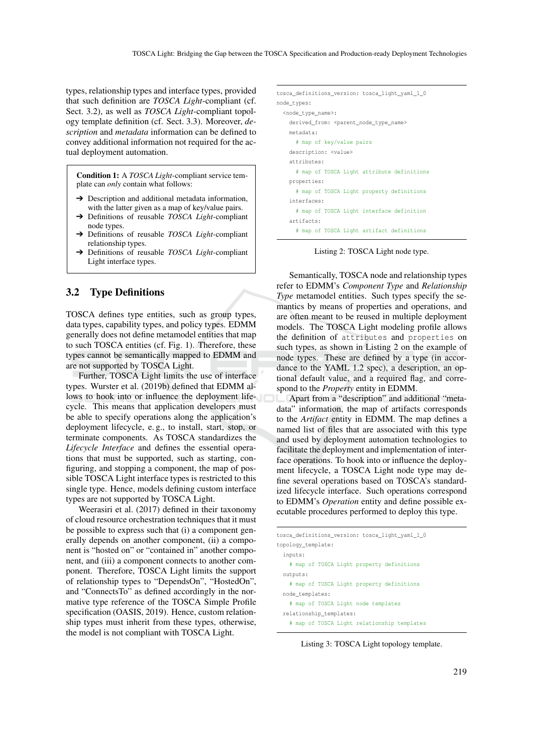types, relationship types and interface types, provided that such definition are *TOSCA Light*-compliant (cf. Sect. 3.2), as well as *TOSCA Light*-compliant topology template definition (cf. Sect. 3.3). Moreover, *description* and *metadata* information can be defined to convey additional information not required for the actual deployment automation.

> **Condition 1:** A *TOSCA Light*-compliant service template can *only* contain what follows:
>
> - ➔ Description and additional metadata information, with the latter given as a map of key/value pairs.
> - ➔ Definitions of reusable *TOSCA Light*-compliant node types.
> - ➔ Definitions of reusable *TOSCA Light*-compliant relationship types.
> - ➔ Definitions of reusable *TOSCA Light*-compliant Light interface types.

## 3.2 Type Definitions

TOSCA defines type entities, such as group types, data types, capability types, and policy types. EDMM generally does not define metamodel entities that map to such TOSCA entities (cf. Fig. 1). Therefore, these types cannot be semantically mapped to EDMM and are not supported by TOSCA Light.

Further, TOSCA Light limits the use of interface types. Wurster et al. (2019b) defined that EDMM allows to hook into or influence the deployment lifecycle. This means that application developers must be able to specify operations along the application's deployment lifecycle, e. g., to install, start, stop, or terminate components. As TOSCA standardizes the *Lifecycle Interface* and defines the essential operations that must be supported, such as starting, configuring, and stopping a component, the map of possible TOSCA Light interface types is restricted to this single type. Hence, models defining custom interface types are not supported by TOSCA Light.

Weerasiri et al. (2017) defined in their taxonomy of cloud resource orchestration techniques that it must be possible to express such that (i) a component generally depends on another component, (ii) a component is "hosted on" or "contained in" another component, and (iii) a component connects to another component. Therefore, TOSCA Light limits the support of relationship types to "DependsOn", "HostedOn", and "ConnectsTo" as defined accordingly in the normative type reference of the TOSCA Simple Profile specification (OASIS, 2019). Hence, custom relationship types must inherit from these types, otherwise, the model is not compliant with TOSCA Light.

```
tosca_definitions_version: tosca_light_yaml_1_0
node_types:
  <node_type_name>:
    derived_from: <parent_node_type_name>
    metadata:
      # map of key/value pairs
    description: <value>
    attributes:
      # map of TOSCA Light attribute definitions
    properties:
      # map of TOSCA Light property definitions
    interfaces:
      # map of TOSCA Light interface definition
    artifacts:
      # map of TOSCA Light artifact definitions
```

Listing 2: TOSCA Light node type.

Semantically, TOSCA node and relationship types refer to EDMM's *Component Type* and *Relationship Type* metamodel entities. Such types specify the semantics by means of properties and operations, and are often meant to be reused in multiple deployment models. The TOSCA Light modeling profile allows the definition of `attributes` and `properties` on such types, as shown in Listing 2 on the example of node types. These are defined by a type (in accordance to the YAML 1.2 spec), a description, an optional default value, and a required flag, and correspond to the *Property* entity in EDMM.

Apart from a "description" and additional "metadata" information, the map of artifacts corresponds to the *Artifact* entity in EDMM. The map defines a named list of files that are associated with this type and used by deployment automation technologies to facilitate the deployment and implementation of interface operations. To hook into or influence the deployment lifecycle, a TOSCA Light node type may define several operations based on TOSCA's standardized lifecycle interface. Such operations correspond to EDMM's *Operation* entity and define possible executable procedures performed to deploy this type.

```
tosca_definitions_version: tosca_light_yaml_1_0
topology_template:
  inputs:
    # map of TOSCA Light property definitions
  outputs:
    # map of TOSCA Light property definitions
  node_templates:
    # map of TOSCA Light node templates
  relationship_templates:
    # map of TOSCA Light relationship templates
```

Listing 3: TOSCA Light topology template.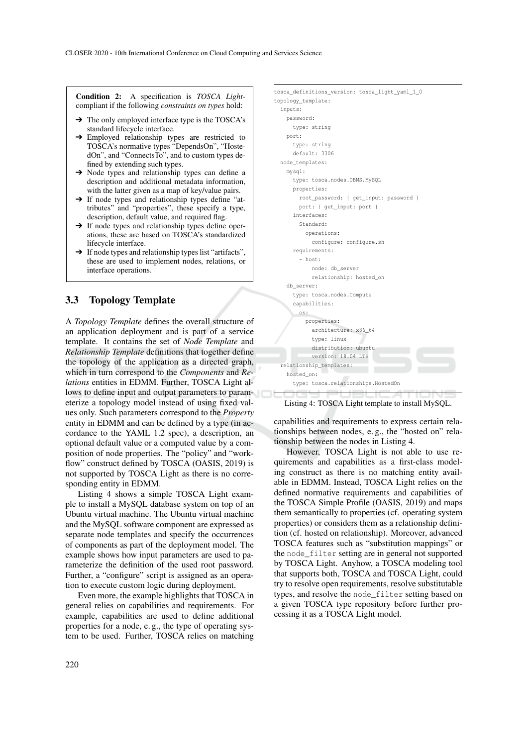**Condition 2:** A specification is *TOSCA Light*-compliant if the following *constraints on types* hold:

- ➔ The only employed interface type is the TOSCA's standard lifecycle interface.
- ➔ Employed relationship types are restricted to TOSCA's normative types "DependsOn", "HostedOn", and "ConnectsTo", and to custom types defined by extending such types.
- ➔ Node types and relationship types can define a description and additional metadata information, with the latter given as a map of key/value pairs.
- ➔ If node types and relationship types define "attributes" and "properties", these specify a type, description, default value, and required flag.
- ➔ If node types and relationship types define operations, these are based on TOSCA's standardized lifecycle interface.
- ➔ If node types and relationship types list "artifacts", these are used to implement nodes, relations, or interface operations.

### 3.3 Topology Template

A *Topology Template* defines the overall structure of an application deployment and is part of a service template. It contains the set of *Node Template* and *Relationship Template* definitions that together define the topology of the application as a directed graph, which in turn correspond to the *Components* and *Relations* entities in EDMM. Further, TOSCA Light allows to define input and output parameters to parameterize a topology model instead of using fixed values only. Such parameters correspond to the *Property* entity in EDMM and can be defined by a type (in accordance to the YAML 1.2 spec), a description, an optional default value or a computed value by a composition of node properties. The "policy" and "workflow" construct defined by TOSCA (OASIS, 2019) is not supported by TOSCA Light as there is no corresponding entity in EDMM.

Listing 4 shows a simple TOSCA Light example to install a MySQL database system on top of an Ubuntu virtual machine. The Ubuntu virtual machine and the MySQL software component are expressed as separate node templates and specify the occurrences of components as part of the deployment model. The example shows how input parameters are used to parameterize the definition of the used root password. Further, a "configure" script is assigned as an operation to execute custom logic during deployment.

Even more, the example highlights that TOSCA in general relies on capabilities and requirements. For example, capabilities are used to define additional properties for a node, e. g., the type of operating system to be used. Further, TOSCA relies on matching capabilities and requirements to express certain relationships between nodes, e. g., the "hosted on" relationship between the nodes in Listing 4.

```
tosca_definitions_version: tosca_light_yaml_1_0
topology_template:
  inputs:
    password:
      type: string
    port:
      type: string
      default: 3306
  node_templates:
    mysql:
      type: tosca.nodes.DBMS.MySQL
      properties:
        root_password: { get_input: password }
        port: { get_input: port }
      interfaces:
        Standard:
          operations:
            configure: configure.sh
      requirements:
        - host:
            node: db_server
            relationship: hosted_on
    db_server:
      type: tosca.nodes.Compute
      capabilities:
        os:
          properties:
            architecture: x86_64
            type: linux
            distribution: ubuntu
            version: 18.04 LTS
  relationship_templates:
    hosted_on:
      type: tosca.relationships.HostedOn
```

Listing 4: TOSCA Light template to install MySQL.

However, TOSCA Light is not able to use requirements and capabilities as a first-class modeling construct as there is no matching entity available in EDMM. Instead, TOSCA Light relies on the defined normative requirements and capabilities of the TOSCA Simple Profile (OASIS, 2019) and maps them semantically to properties (cf. operating system properties) or considers them as a relationship definition (cf. hosted on relationship). Moreover, advanced TOSCA features such as "substitution mappings" or the `node_filter` setting are in general not supported by TOSCA Light. Anyhow, a TOSCA modeling tool that supports both, TOSCA and TOSCA Light, could try to resolve open requirements, resolve substitutable types, and resolve the `node_filter` setting based on a given TOSCA type repository before further processing it as a TOSCA Light model.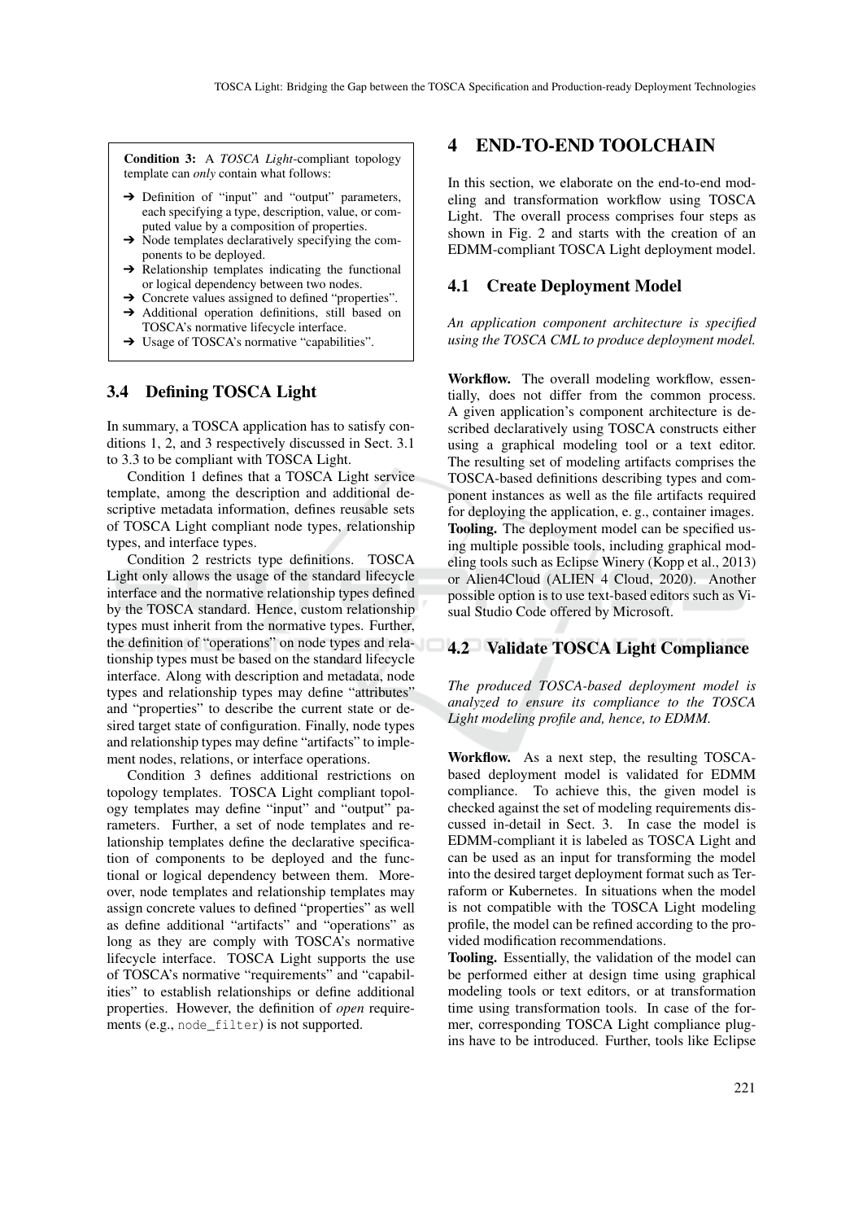**Condition 3:** A *TOSCA Light*-compliant topology template can *only* contain what follows:

- ➔ Definition of "input" and "output" parameters, each specifying a type, description, value, or computed value by a composition of properties.
- ➔ Node templates declaratively specifying the components to be deployed.
- ➔ Relationship templates indicating the functional or logical dependency between two nodes.
- ➔ Concrete values assigned to defined "properties".
- ➔ Additional operation definitions, still based on TOSCA's normative lifecycle interface.
- ➔ Usage of TOSCA's normative "capabilities".

### 3.4 Defining TOSCA Light

In summary, a TOSCA application has to satisfy conditions 1, 2, and 3 respectively discussed in Sect. 3.1 to 3.3 to be compliant with TOSCA Light.

Condition 1 defines that a TOSCA Light service template, among the description and additional descriptive metadata information, defines reusable sets of TOSCA Light compliant node types, relationship types, and interface types.

Condition 2 restricts type definitions. TOSCA Light only allows the usage of the standard lifecycle interface and the normative relationship types defined by the TOSCA standard. Hence, custom relationship types must inherit from the normative types. Further, the definition of "operations" on node types and relationship types must be based on the standard lifecycle interface. Along with description and metadata, node types and relationship types may define "attributes" and "properties" to describe the current state or desired target state of configuration. Finally, node types and relationship types may define "artifacts" to implement nodes, relations, or interface operations.

Condition 3 defines additional restrictions on topology templates. TOSCA Light compliant topology templates may define "input" and "output" parameters. Further, a set of node templates and relationship templates define the declarative specification of components to be deployed and the functional or logical dependency between them. Moreover, node templates and relationship templates may assign concrete values to defined "properties" as well as define additional "artifacts" and "operations" as long as they are comply with TOSCA's normative lifecycle interface. TOSCA Light supports the use of TOSCA's normative "requirements" and "capabilities" to establish relationships or define additional properties. However, the definition of *open* requirements (e.g., `node_filter`) is not supported.

## 4 END-TO-END TOOLCHAIN

In this section, we elaborate on the end-to-end modeling and transformation workflow using TOSCA Light. The overall process comprises four steps as shown in Fig. 2 and starts with the creation of an EDMM-compliant TOSCA Light deployment model.

### 4.1 Create Deployment Model

*An application component architecture is specified using the TOSCA CML to produce deployment model.*

**Workflow.** The overall modeling workflow, essentially, does not differ from the common process. A given application's component architecture is described declaratively using TOSCA constructs either using a graphical modeling tool or a text editor. The resulting set of modeling artifacts comprises the TOSCA-based definitions describing types and component instances as well as the file artifacts required for deploying the application, e. g., container images.

**Tooling.** The deployment model can be specified using multiple possible tools, including graphical modeling tools such as Eclipse Winery (Kopp et al., 2013) or Alien4Cloud (ALIEN 4 Cloud, 2020). Another possible option is to use text-based editors such as Visual Studio Code offered by Microsoft.

### 4.2 Validate TOSCA Light Compliance

*The produced TOSCA-based deployment model is analyzed to ensure its compliance to the TOSCA Light modeling profile and, hence, to EDMM.*

**Workflow.** As a next step, the resulting TOSCA-based deployment model is validated for EDMM compliance. To achieve this, the given model is checked against the set of modeling requirements discussed in-detail in Sect. 3. In case the model is EDMM-compliant it is labeled as TOSCA Light and can be used as an input for transforming the model into the desired target deployment format such as Terraform or Kubernetes. In situations when the model is not compatible with the TOSCA Light modeling profile, the model can be refined according to the provided modification recommendations.

**Tooling.** Essentially, the validation of the model can be performed either at design time using graphical modeling tools or text editors, or at transformation time using transformation tools. In case of the former, corresponding TOSCA Light compliance plugins have to be introduced. Further, tools like Eclipse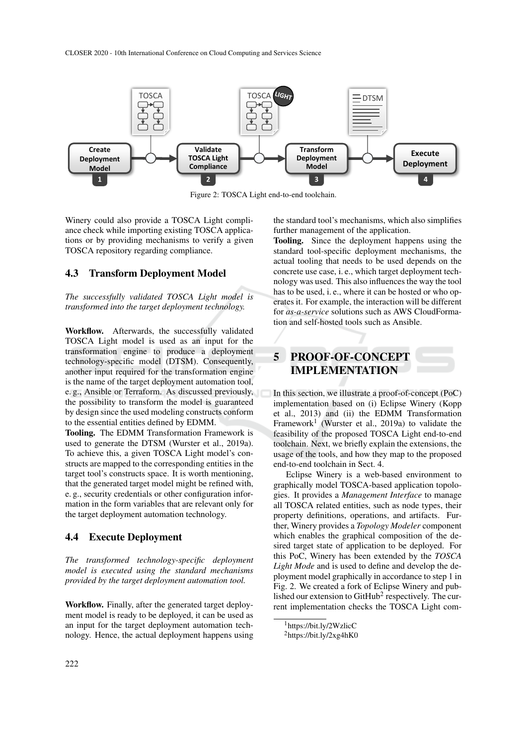Figure 2: TOSCA Light end-to-end toolchain.

Winery could also provide a TOSCA Light compliance check while importing existing TOSCA applications or by providing mechanisms to verify a given TOSCA repository regarding compliance.

### 4.3 Transform Deployment Model

*The successfully validated TOSCA Light model is transformed into the target deployment technology.*

**Workflow.** Afterwards, the successfully validated TOSCA Light model is used as an input for the transformation engine to produce a deployment technology-specific model (DTSM). Consequently, another input required for the transformation engine is the name of the target deployment automation tool, e. g., Ansible or Terraform. As discussed previously, the possibility to transform the model is guaranteed by design since the used modeling constructs conform to the essential entities defined by EDMM.

**Tooling.** The EDMM Transformation Framework is used to generate the DTSM (Wurster et al., 2019a). To achieve this, a given TOSCA Light model's constructs are mapped to the corresponding entities in the target tool's constructs space. It is worth mentioning, that the generated target model might be refined with, e. g., security credentials or other configuration information in the form variables that are relevant only for the target deployment automation technology.

### 4.4 Execute Deployment

*The transformed technology-specific deployment model is executed using the standard mechanisms provided by the target deployment automation tool.*

**Workflow.** Finally, after the generated target deployment model is ready to be deployed, it can be used as an input for the target deployment automation technology. Hence, the actual deployment happens using the standard tool's mechanisms, which also simplifies further management of the application.

**Tooling.** Since the deployment happens using the standard tool-specific deployment mechanisms, the actual tooling that needs to be used depends on the concrete use case, i. e., which target deployment technology was used. This also influences the way the tool has to be used, i. e., where it can be hosted or who operates it. For example, the interaction will be different for *as-a-service* solutions such as AWS CloudFormation and self-hosted tools such as Ansible.

## 5 PROOF-OF-CONCEPT IMPLEMENTATION

In this section, we illustrate a proof-of-concept (PoC) implementation based on (i) Eclipse Winery (Kopp et al., 2013) and (ii) the EDMM Transformation Framework[1] (Wurster et al., 2019a) to validate the feasibility of the proposed TOSCA Light end-to-end toolchain. Next, we briefly explain the extensions, the usage of the tools, and how they map to the proposed end-to-end toolchain in Sect. 4.

Eclipse Winery is a web-based environment to graphically model TOSCA-based application topologies. It provides a *Management Interface* to manage all TOSCA related entities, such as node types, their property definitions, operations, and artifacts. Further, Winery provides a *Topology Modeler* component which enables the graphical composition of the desired target state of application to be deployed. For this PoC, Winery has been extended by the *TOSCA Light Mode* and is used to define and develop the deployment model graphically in accordance to step 1 in Fig. 2. We created a fork of Eclipse Winery and published our extension to GitHub[2] respectively. The current implementation checks the TOSCA Light com-

[1] https://bit.ly/2WzlicC

[2] https://bit.ly/2xg4hK0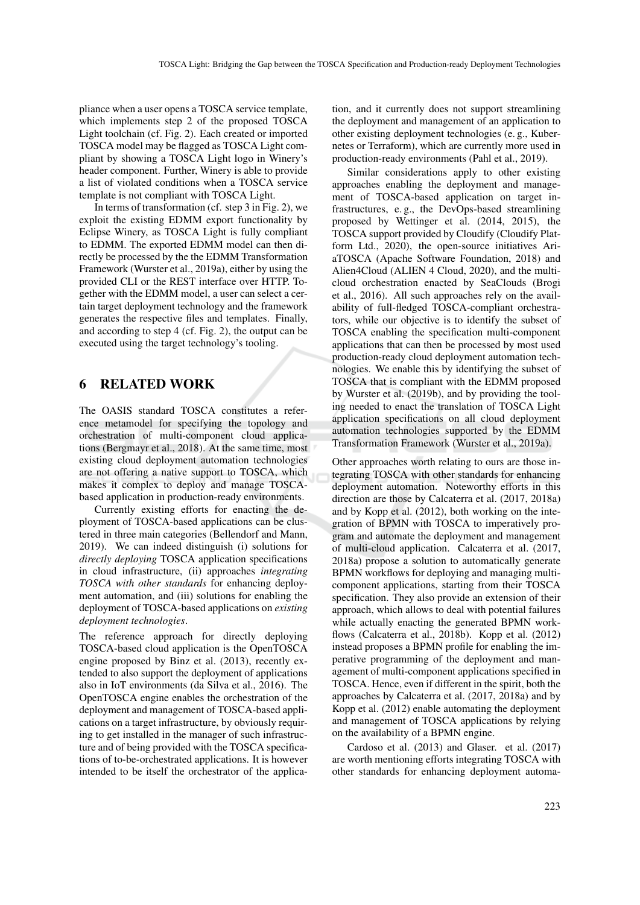pliance when a user opens a TOSCA service template, which implements step 2 of the proposed TOSCA Light toolchain (cf. Fig. 2). Each created or imported TOSCA model may be flagged as TOSCA Light compliant by showing a TOSCA Light logo in Winery's header component. Further, Winery is able to provide a list of violated conditions when a TOSCA service template is not compliant with TOSCA Light.

In terms of transformation (cf. step 3 in Fig. 2), we exploit the existing EDMM export functionality by Eclipse Winery, as TOSCA Light is fully compliant to EDMM. The exported EDMM model can then directly be processed by the the EDMM Transformation Framework (Wurster et al., 2019a), either by using the provided CLI or the REST interface over HTTP. Together with the EDMM model, a user can select a certain target deployment technology and the framework generates the respective files and templates. Finally, and according to step 4 (cf. Fig. 2), the output can be executed using the target technology's tooling.

## 6 RELATED WORK

The OASIS standard TOSCA constitutes a reference metamodel for specifying the topology and orchestration of multi-component cloud applications (Bergmayr et al., 2018). At the same time, most existing cloud deployment automation technologies are not offering a native support to TOSCA, which makes it complex to deploy and manage TOSCA-based application in production-ready environments.

Currently existing efforts for enacting the deployment of TOSCA-based applications can be clustered in three main categories (Bellendorf and Mann, 2019). We can indeed distinguish (i) solutions for *directly deploying* TOSCA application specifications in cloud infrastructure, (ii) approaches *integrating TOSCA with other standards* for enhancing deployment automation, and (iii) solutions for enabling the deployment of TOSCA-based applications on *existing deployment technologies*.

The reference approach for directly deploying TOSCA-based cloud application is the OpenTOSCA engine proposed by Binz et al. (2013), recently extended to also support the deployment of applications also in IoT environments (da Silva et al., 2016). The OpenTOSCA engine enables the orchestration of the deployment and management of TOSCA-based applications on a target infrastructure, by obviously requiring to get installed in the manager of such infrastructure and of being provided with the TOSCA specifications of to-be-orchestrated applications. It is however intended to be itself the orchestrator of the application, and it currently does not support streamlining the deployment and management of an application to other existing deployment technologies (e. g., Kubernetes or Terraform), which are currently more used in production-ready environments (Pahl et al., 2019).

Similar considerations apply to other existing approaches enabling the deployment and management of TOSCA-based application on target infrastructures, e. g., the DevOps-based streamlining proposed by Wettinger et al. (2014, 2015), the TOSCA support provided by Cloudify (Cloudify Platform Ltd., 2020), the open-source initiatives AriaTOSCA (Apache Software Foundation, 2018) and Alien4Cloud (ALIEN 4 Cloud, 2020), and the multi-cloud orchestration enacted by SeaClouds (Brogi et al., 2016). All such approaches rely on the availability of full-fledged TOSCA-compliant orchestrators, while our objective is to identify the subset of TOSCA enabling the specification multi-component applications that can then be processed by most used production-ready cloud deployment automation technologies. We enable this by identifying the subset of TOSCA that is compliant with the EDMM proposed by Wurster et al. (2019b), and by providing the tooling needed to enact the translation of TOSCA Light application specifications on all cloud deployment automation technologies supported by the EDMM Transformation Framework (Wurster et al., 2019a).

Other approaches worth relating to ours are those integrating TOSCA with other standards for enhancing deployment automation. Noteworthy efforts in this direction are those by Calcaterra et al. (2017, 2018a) and by Kopp et al. (2012), both working on the integration of BPMN with TOSCA to imperatively program and automate the deployment and management of multi-cloud application. Calcaterra et al. (2017, 2018a) propose a solution to automatically generate BPMN workflows for deploying and managing multi-component applications, starting from their TOSCA specification. They also provide an extension of their approach, which allows to deal with potential failures while actually enacting the generated BPMN workflows (Calcaterra et al., 2018b). Kopp et al. (2012) instead proposes a BPMN profile for enabling the imperative programming of the deployment and management of multi-component applications specified in TOSCA. Hence, even if different in the spirit, both the approaches by Calcaterra et al. (2017, 2018a) and by Kopp et al. (2012) enable automating the deployment and management of TOSCA applications by relying on the availability of a BPMN engine.

Cardoso et al. (2013) and Glaser. et al. (2017) are worth mentioning efforts integrating TOSCA with other standards for enhancing deployment automa-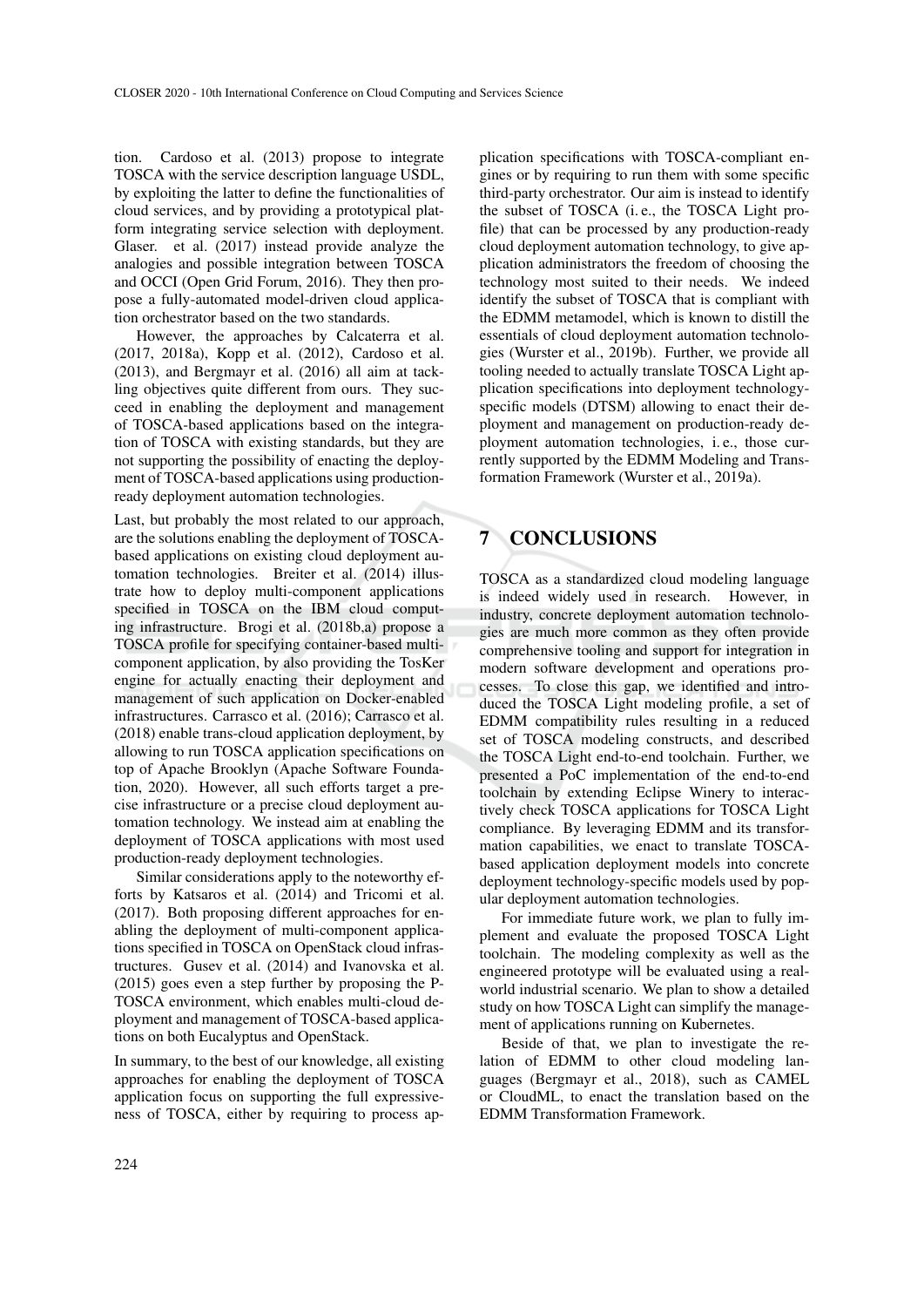tion. Cardoso et al. (2013) propose to integrate TOSCA with the service description language USDL, by exploiting the latter to define the functionalities of cloud services, and by providing a prototypical platform integrating service selection with deployment. Glaser. et al. (2017) instead provide analyze the analogies and possible integration between TOSCA and OCCI (Open Grid Forum, 2016). They then propose a fully-automated model-driven cloud application orchestrator based on the two standards.

However, the approaches by Calcaterra et al. (2017, 2018a), Kopp et al. (2012), Cardoso et al. (2013), and Bergmayr et al. (2016) all aim at tackling objectives quite different from ours. They succeed in enabling the deployment and management of TOSCA-based applications based on the integration of TOSCA with existing standards, but they are not supporting the possibility of enacting the deployment of TOSCA-based applications using production-ready deployment automation technologies.

Last, but probably the most related to our approach, are the solutions enabling the deployment of TOSCA-based applications on existing cloud deployment automation technologies. Breiter et al. (2014) illustrate how to deploy multi-component applications specified in TOSCA on the IBM cloud computing infrastructure. Brogi et al. (2018b,a) propose a TOSCA profile for specifying container-based multi-component application, by also providing the TosKer engine for actually enacting their deployment and management of such application on Docker-enabled infrastructures. Carrasco et al. (2016); Carrasco et al. (2018) enable trans-cloud application deployment, by allowing to run TOSCA application specifications on top of Apache Brooklyn (Apache Software Foundation, 2020). However, all such efforts target a precise infrastructure or a precise cloud deployment automation technology. We instead aim at enabling the deployment of TOSCA applications with most used production-ready deployment technologies.

Similar considerations apply to the noteworthy efforts by Katsaros et al. (2014) and Tricomi et al. (2017). Both proposing different approaches for enabling the deployment of multi-component applications specified in TOSCA on OpenStack cloud infrastructures. Gusev et al. (2014) and Ivanovska et al. (2015) goes even a step further by proposing the P-TOSCA environment, which enables multi-cloud deployment and management of TOSCA-based applications on both Eucalyptus and OpenStack.

In summary, to the best of our knowledge, all existing approaches for enabling the deployment of TOSCA application focus on supporting the full expressiveness of TOSCA, either by requiring to process application specifications with TOSCA-compliant engines or by requiring to run them with some specific third-party orchestrator. Our aim is instead to identify the subset of TOSCA (i. e., the TOSCA Light profile) that can be processed by any production-ready cloud deployment automation technology, to give application administrators the freedom of choosing the technology most suited to their needs. We indeed identify the subset of TOSCA that is compliant with the EDMM metamodel, which is known to distill the essentials of cloud deployment automation technologies (Wurster et al., 2019b). Further, we provide all tooling needed to actually translate TOSCA Light application specifications into deployment technology-specific models (DTSM) allowing to enact their deployment and management on production-ready deployment automation technologies, i. e., those currently supported by the EDMM Modeling and Transformation Framework (Wurster et al., 2019a).

## 7 CONCLUSIONS

TOSCA as a standardized cloud modeling language is indeed widely used in research. However, in industry, concrete deployment automation technologies are much more common as they often provide comprehensive tooling and support for integration in modern software development and operations processes. To close this gap, we identified and introduced the TOSCA Light modeling profile, a set of EDMM compatibility rules resulting in a reduced set of TOSCA modeling constructs, and described the TOSCA Light end-to-end toolchain. Further, we presented a PoC implementation of the end-to-end toolchain by extending Eclipse Winery to interactively check TOSCA applications for TOSCA Light compliance. By leveraging EDMM and its transformation capabilities, we enact to translate TOSCA-based application deployment models into concrete deployment technology-specific models used by popular deployment automation technologies.

For immediate future work, we plan to fully implement and evaluate the proposed TOSCA Light toolchain. The modeling complexity as well as the engineered prototype will be evaluated using a real-world industrial scenario. We plan to show a detailed study on how TOSCA Light can simplify the management of applications running on Kubernetes.

Beside of that, we plan to investigate the relation of EDMM to other cloud modeling languages (Bergmayr et al., 2018), such as CAMEL or CloudML, to enact the translation based on the EDMM Transformation Framework.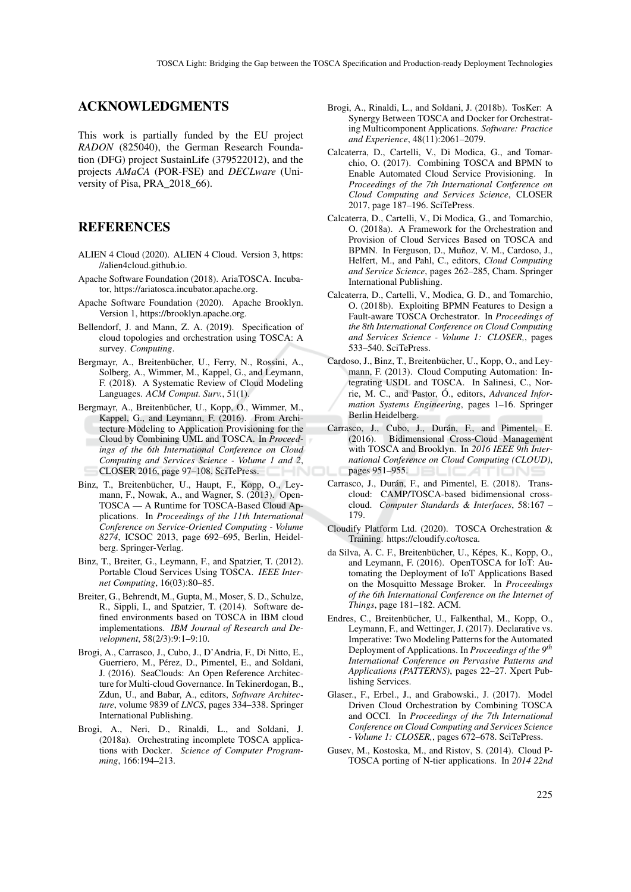## ACKNOWLEDGMENTS

This work is partially funded by the EU project *RADON* (825040), the German Research Foundation (DFG) project SustainLife (379522012), and the projects *AMaCA* (POR-FSE) and *DECLware* (University of Pisa, PRA_2018_66).

## REFERENCES

ALIEN 4 Cloud (2020). ALIEN 4 Cloud. Version 3, https://alien4cloud.github.io.

Apache Software Foundation (2018). AriaTOSCA. Incubator, https://ariatosca.incubator.apache.org.

Apache Software Foundation (2020). Apache Brooklyn. Version 1, https://brooklyn.apache.org.

Bellendorf, J. and Mann, Z. A. (2019). Specification of cloud topologies and orchestration using TOSCA: A survey. *Computing*.

Bergmayr, A., Breitenbücher, U., Ferry, N., Rossini, A., Solberg, A., Wimmer, M., Kappel, G., and Leymann, F. (2018). A Systematic Review of Cloud Modeling Languages. *ACM Comput. Surv.*, 51(1).

Bergmayr, A., Breitenbücher, U., Kopp, O., Wimmer, M., Kappel, G., and Leymann, F. (2016). From Architecture Modeling to Application Provisioning for the Cloud by Combining UML and TOSCA. In *Proceedings of the 6th International Conference on Cloud Computing and Services Science - Volume 1 and 2*, CLOSER 2016, page 97–108. SciTePress.

Binz, T., Breitenbücher, U., Haupt, F., Kopp, O., Leymann, F., Nowak, A., and Wagner, S. (2013). OpenTOSCA — A Runtime for TOSCA-Based Cloud Applications. In *Proceedings of the 11th International Conference on Service-Oriented Computing - Volume 8274*, ICSOC 2013, page 692–695, Berlin, Heidelberg. Springer-Verlag.

Binz, T., Breiter, G., Leymann, F., and Spatzier, T. (2012). Portable Cloud Services Using TOSCA. *IEEE Internet Computing*, 16(03):80–85.

Breiter, G., Behrendt, M., Gupta, M., Moser, S. D., Schulze, R., Sippli, I., and Spatzier, T. (2014). Software defined environments based on TOSCA in IBM cloud implementations. *IBM Journal of Research and Development*, 58(2/3):9:1–9:10.

Brogi, A., Carrasco, J., Cubo, J., D'Andria, F., Di Nitto, E., Guerriero, M., Pérez, D., Pimentel, E., and Soldani, J. (2016). SeaClouds: An Open Reference Architecture for Multi-cloud Governance. In Tekinerdogan, B., Zdun, U., and Babar, A., editors, *Software Architecture*, volume 9839 of *LNCS*, pages 334–338. Springer International Publishing.

Brogi, A., Neri, D., Rinaldi, L., and Soldani, J. (2018a). Orchestrating incomplete TOSCA applications with Docker. *Science of Computer Programming*, 166:194–213.

Brogi, A., Rinaldi, L., and Soldani, J. (2018b). TosKer: A Synergy Between TOSCA and Docker for Orchestrating Multicomponent Applications. *Software: Practice and Experience*, 48(11):2061–2079.

Calcaterra, D., Cartelli, V., Di Modica, G., and Tomarchio, O. (2017). Combining TOSCA and BPMN to Enable Automated Cloud Service Provisioning. In *Proceedings of the 7th International Conference on Cloud Computing and Services Science*, CLOSER 2017, page 187–196. SciTePress.

Calcaterra, D., Cartelli, V., Di Modica, G., and Tomarchio, O. (2018a). A Framework for the Orchestration and Provision of Cloud Services Based on TOSCA and BPMN. In Ferguson, D., Muñoz, V. M., Cardoso, J., Helfert, M., and Pahl, C., editors, *Cloud Computing and Service Science*, pages 262–285, Cham. Springer International Publishing.

Calcaterra, D., Cartelli, V., Modica, G. D., and Tomarchio, O. (2018b). Exploiting BPMN Features to Design a Fault-aware TOSCA Orchestrator. In *Proceedings of the 8th International Conference on Cloud Computing and Services Science - Volume 1: CLOSER,*, pages 533–540. SciTePress.

Cardoso, J., Binz, T., Breitenbücher, U., Kopp, O., and Leymann, F. (2013). Cloud Computing Automation: Integrating USDL and TOSCA. In Salinesi, C., Norrie, M. C., and Pastor, Ó., editors, *Advanced Information Systems Engineering*, pages 1–16. Springer Berlin Heidelberg.

Carrasco, J., Cubo, J., Durán, F., and Pimentel, E. (2016). Bidimensional Cross-Cloud Management with TOSCA and Brooklyn. In *2016 IEEE 9th International Conference on Cloud Computing (CLOUD)*, pages 951–955.

Carrasco, J., Durán, F., and Pimentel, E. (2018). Trans-cloud: CAMP/TOSCA-based bidimensional cross-cloud. *Computer Standards & Interfaces*, 58:167 – 179.

Cloudify Platform Ltd. (2020). TOSCA Orchestration & Training. https://cloudify.co/tosca.

da Silva, A. C. F., Breitenbücher, U., Képes, K., Kopp, O., and Leymann, F. (2016). OpenTOSCA for IoT: Automating the Deployment of IoT Applications Based on the Mosquitto Message Broker. In *Proceedings of the 6th International Conference on the Internet of Things*, page 181–182. ACM.

Endres, C., Breitenbücher, U., Falkenthal, M., Kopp, O., Leymann, F., and Wettinger, J. (2017). Declarative vs. Imperative: Two Modeling Patterns for the Automated Deployment of Applications. In *Proceedings of the 9th International Conference on Pervasive Patterns and Applications (PATTERNS)*, pages 22–27. Xpert Publishing Services.

Glaser., F., Erbel., J., and Grabowski., J. (2017). Model Driven Cloud Orchestration by Combining TOSCA and OCCI. In *Proceedings of the 7th International Conference on Cloud Computing and Services Science - Volume 1: CLOSER,*, pages 672–678. SciTePress.

Gusev, M., Kostoska, M., and Ristov, S. (2014). Cloud P-TOSCA porting of N-tier applications. In *2014 22nd*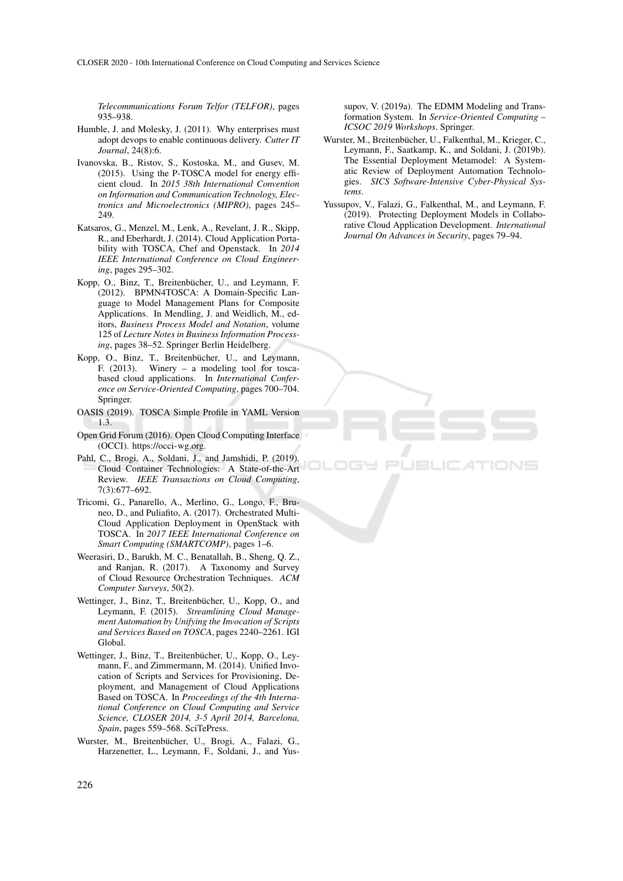*Telecommunications Forum Telfor (TELFOR)*, pages 935–938.

Humble, J. and Molesky, J. (2011). Why enterprises must adopt devops to enable continuous delivery. *Cutter IT Journal*, 24(8):6.

Ivanovska, B., Ristov, S., Kostoska, M., and Gusev, M. (2015). Using the P-TOSCA model for energy efficient cloud. In *2015 38th International Convention on Information and Communication Technology, Electronics and Microelectronics (MIPRO)*, pages 245–249.

Katsaros, G., Menzel, M., Lenk, A., Revelant, J. R., Skipp, R., and Eberhardt, J. (2014). Cloud Application Portability with TOSCA, Chef and Openstack. In *2014 IEEE International Conference on Cloud Engineering*, pages 295–302.

Kopp, O., Binz, T., Breitenbücher, U., and Leymann, F. (2012). BPMN4TOSCA: A Domain-Specific Language to Model Management Plans for Composite Applications. In Mendling, J. and Weidlich, M., editors, *Business Process Model and Notation*, volume 125 of *Lecture Notes in Business Information Processing*, pages 38–52. Springer Berlin Heidelberg.

Kopp, O., Binz, T., Breitenbücher, U., and Leymann, F. (2013). Winery – a modeling tool for tosca-based cloud applications. In *International Conference on Service-Oriented Computing*, pages 700–704. Springer.

OASIS (2019). TOSCA Simple Profile in YAML Version 1.3.

Open Grid Forum (2016). Open Cloud Computing Interface (OCCI). https://occi-wg.org.

Pahl, C., Brogi, A., Soldani, J., and Jamshidi, P. (2019). Cloud Container Technologies: A State-of-the-Art Review. *IEEE Transactions on Cloud Computing*, 7(3):677–692.

Tricomi, G., Panarello, A., Merlino, G., Longo, F., Bruneo, D., and Puliafito, A. (2017). Orchestrated Multi-Cloud Application Deployment in OpenStack with TOSCA. In *2017 IEEE International Conference on Smart Computing (SMARTCOMP)*, pages 1–6.

Weerasiri, D., Barukh, M. C., Benatallah, B., Sheng, Q. Z., and Ranjan, R. (2017). A Taxonomy and Survey of Cloud Resource Orchestration Techniques. *ACM Computer Surveys*, 50(2).

Wettinger, J., Binz, T., Breitenbücher, U., Kopp, O., and Leymann, F. (2015). *Streamlining Cloud Management Automation by Unifying the Invocation of Scripts and Services Based on TOSCA*, pages 2240–2261. IGI Global.

Wettinger, J., Binz, T., Breitenbücher, U., Kopp, O., Leymann, F., and Zimmermann, M. (2014). Unified Invocation of Scripts and Services for Provisioning, Deployment, and Management of Cloud Applications Based on TOSCA. In *Proceedings of the 4th International Conference on Cloud Computing and Service Science, CLOSER 2014, 3-5 April 2014, Barcelona, Spain*, pages 559–568. SciTePress.

Wurster, M., Breitenbücher, U., Brogi, A., Falazi, G., Harzenetter, L., Leymann, F., Soldani, J., and Yussupov, V. (2019a). The EDMM Modeling and Transformation System. In *Service-Oriented Computing – ICSOC 2019 Workshops*. Springer.

Wurster, M., Breitenbücher, U., Falkenthal, M., Krieger, C., Leymann, F., Saatkamp, K., and Soldani, J. (2019b). The Essential Deployment Metamodel: A Systematic Review of Deployment Automation Technologies. *SICS Software-Intensive Cyber-Physical Systems*.

Yussupov, V., Falazi, G., Falkenthal, M., and Leymann, F. (2019). Protecting Deployment Models in Collaborative Cloud Application Development. *International Journal On Advances in Security*, pages 79–94.